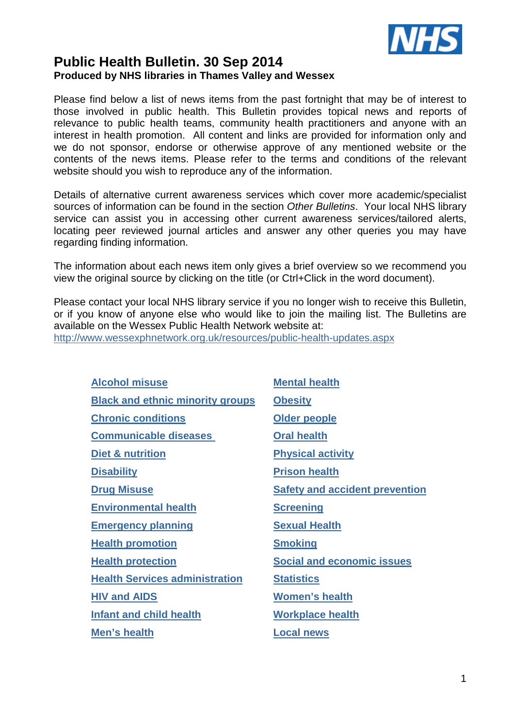# Public Health Bulletin. 30 Sep 2014

**Produced by NHS libraries in Thames Valley and Wessex**

Please find below a list of news items from the past fortnight that may be of interest to those involved in public health. This Bulletin provides topical news and reports of relevance to public health teams, community health practitioners and anyone with an interest in health promotion. All content and links are provided for information only and we do not sponsor, endorse or otherwise approve of any mentioned website or the contents of the news items. Please refer to the terms and conditions of the relevant website should you wish to reproduce any of the information.

Details of alternative current awareness services which cover more academic/specialist sources of information can be found in the section *Other Bulletins*. Your local NHS library service can assist you in accessing other current awareness services/tailored alerts, locating peer reviewed journal articles and answer any other queries you may have regarding finding information.

The information about each news item only gives a brief overview so we recommend you view the original source by clicking on the title (or Ctrl+Click in the word document).

Please contact your local NHS library service if you no longer wish to receive this Bulletin, or if you know of anyone else who would like to join the mailing list. The Bulletins are available on the Wessex Public Health Network website at:
http://www.wessexphnetwork.org.uk/resources/public-health-updates.aspx

- **Alcohol misuse**
- **Black and ethnic minority groups**
- **Chronic conditions**
- **Communicable diseases**
- **Diet & nutrition**
- **Disability**
- **Drug Misuse**
- **Environmental health**
- **Emergency planning**
- **Health promotion**
- **Health protection**
- **Health Services administration**
- **HIV and AIDS**
- **Infant and child health**
- **Men's health**
- **Mental health**
- **Obesity**
- **Older people**
- **Oral health**
- **Physical activity**
- **Prison health**
- **Safety and accident prevention**
- **Screening**
- **Sexual Health**
- **Smoking**
- **Social and economic issues**
- **Statistics**
- **Women's health**
- **Workplace health**
- **Local news**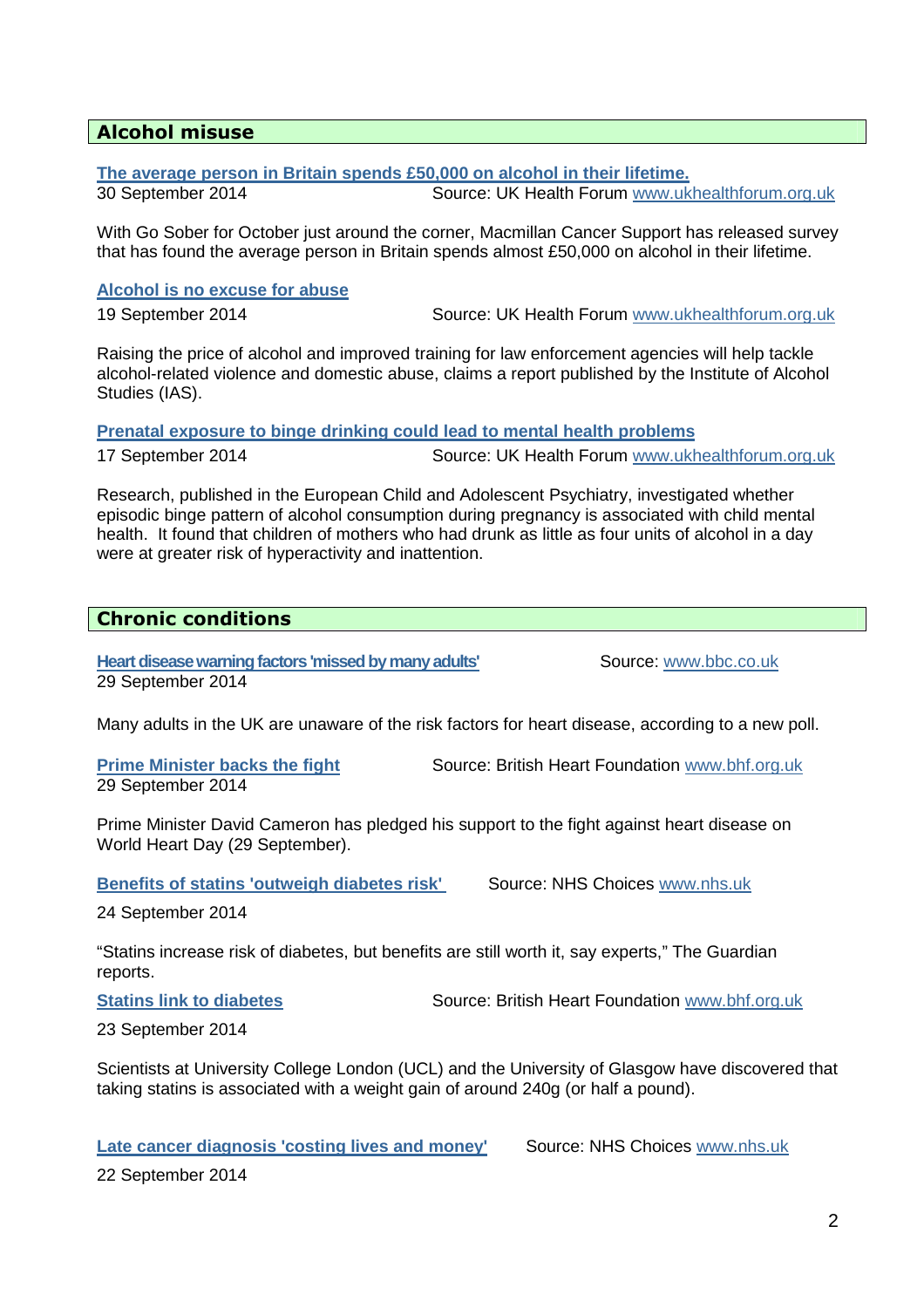## Alcohol misuse

**The average person in Britain spends £50,000 on alcohol in their lifetime.**
30 September 2014 Source: UK Health Forum www.ukhealthforum.org.uk

With Go Sober for October just around the corner, Macmillan Cancer Support has released survey that has found the average person in Britain spends almost £50,000 on alcohol in their lifetime.

**Alcohol is no excuse for abuse**
19 September 2014 Source: UK Health Forum www.ukhealthforum.org.uk

Raising the price of alcohol and improved training for law enforcement agencies will help tackle alcohol-related violence and domestic abuse, claims a report published by the Institute of Alcohol Studies (IAS).

**Prenatal exposure to binge drinking could lead to mental health problems**
17 September 2014 Source: UK Health Forum www.ukhealthforum.org.uk

Research, published in the European Child and Adolescent Psychiatry, investigated whether episodic binge pattern of alcohol consumption during pregnancy is associated with child mental health. It found that children of mothers who had drunk as little as four units of alcohol in a day were at greater risk of hyperactivity and inattention.

## Chronic conditions

**Heart disease warning factors 'missed by many adults'** Source: www.bbc.co.uk
29 September 2014

Many adults in the UK are unaware of the risk factors for heart disease, according to a new poll.

**Prime Minister backs the fight** Source: British Heart Foundation www.bhf.org.uk
29 September 2014

Prime Minister David Cameron has pledged his support to the fight against heart disease on World Heart Day (29 September).

**Benefits of statins 'outweigh diabetes risk'** Source: NHS Choices www.nhs.uk

24 September 2014

"Statins increase risk of diabetes, but benefits are still worth it, say experts," The Guardian reports.

**Statins link to diabetes** Source: British Heart Foundation www.bhf.org.uk

23 September 2014

Scientists at University College London (UCL) and the University of Glasgow have discovered that taking statins is associated with a weight gain of around 240g (or half a pound).

**Late cancer diagnosis 'costing lives and money'** Source: NHS Choices www.nhs.uk

22 September 2014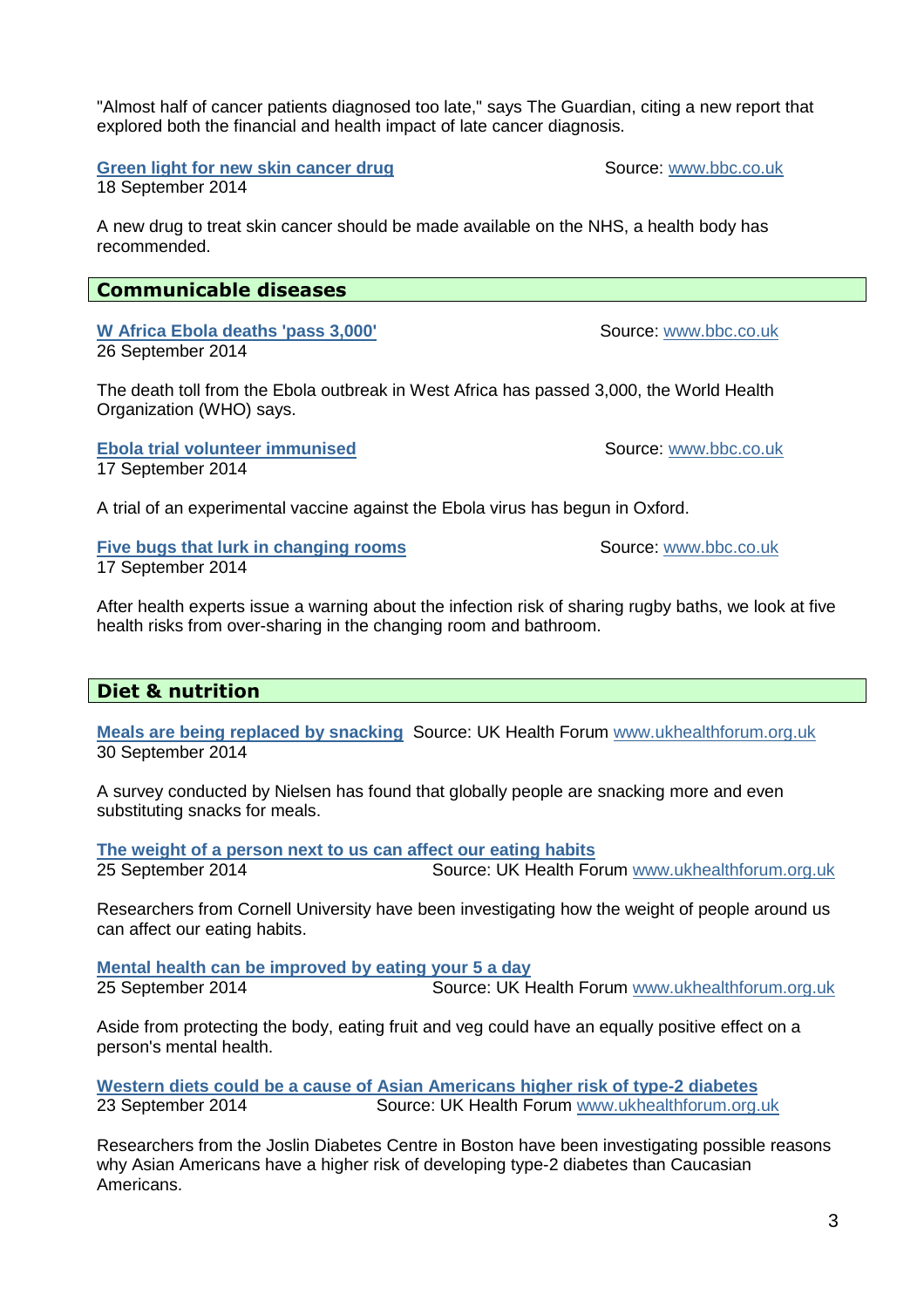"Almost half of cancer patients diagnosed too late," says The Guardian, citing a new report that explored both the financial and health impact of late cancer diagnosis.

**Green light for new skin cancer drug** Source: www.bbc.co.uk
18 September 2014

A new drug to treat skin cancer should be made available on the NHS, a health body has recommended.

## Communicable diseases

**W Africa Ebola deaths 'pass 3,000'** Source: www.bbc.co.uk
26 September 2014

The death toll from the Ebola outbreak in West Africa has passed 3,000, the World Health Organization (WHO) says.

**Ebola trial volunteer immunised** Source: www.bbc.co.uk
17 September 2014

A trial of an experimental vaccine against the Ebola virus has begun in Oxford.

**Five bugs that lurk in changing rooms** Source: www.bbc.co.uk
17 September 2014

After health experts issue a warning about the infection risk of sharing rugby baths, we look at five health risks from over-sharing in the changing room and bathroom.

## Diet & nutrition

**Meals are being replaced by snacking** Source: UK Health Forum www.ukhealthforum.org.uk
30 September 2014

A survey conducted by Nielsen has found that globally people are snacking more and even substituting snacks for meals.

**The weight of a person next to us can affect our eating habits**
25 September 2014 Source: UK Health Forum www.ukhealthforum.org.uk

Researchers from Cornell University have been investigating how the weight of people around us can affect our eating habits.

**Mental health can be improved by eating your 5 a day**
25 September 2014 Source: UK Health Forum www.ukhealthforum.org.uk

Aside from protecting the body, eating fruit and veg could have an equally positive effect on a person's mental health.

**Western diets could be a cause of Asian Americans higher risk of type-2 diabetes**
23 September 2014 Source: UK Health Forum www.ukhealthforum.org.uk

Researchers from the Joslin Diabetes Centre in Boston have been investigating possible reasons why Asian Americans have a higher risk of developing type-2 diabetes than Caucasian Americans.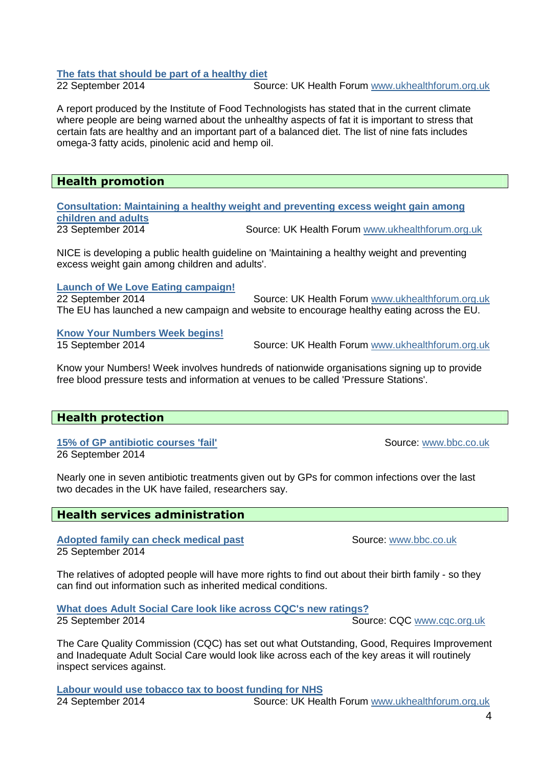**The fats that should be part of a healthy diet**

22 September 2014 Source: UK Health Forum www.ukhealthforum.org.uk

A report produced by the Institute of Food Technologists has stated that in the current climate where people are being warned about the unhealthy aspects of fat it is important to stress that certain fats are healthy and an important part of a balanced diet. The list of nine fats includes omega-3 fatty acids, pinolenic acid and hemp oil.

## Health promotion

**Consultation: Maintaining a healthy weight and preventing excess weight gain among children and adults**

23 September 2014 Source: UK Health Forum www.ukhealthforum.org.uk

NICE is developing a public health guideline on 'Maintaining a healthy weight and preventing excess weight gain among children and adults'.

**Launch of We Love Eating campaign!**

22 September 2014 Source: UK Health Forum www.ukhealthforum.org.uk

The EU has launched a new campaign and website to encourage healthy eating across the EU.

**Know Your Numbers Week begins!**

15 September 2014 Source: UK Health Forum www.ukhealthforum.org.uk

Know your Numbers! Week involves hundreds of nationwide organisations signing up to provide free blood pressure tests and information at venues to be called 'Pressure Stations'.

## Health protection

**15% of GP antibiotic courses 'fail'** Source: www.bbc.co.uk

26 September 2014

Nearly one in seven antibiotic treatments given out by GPs for common infections over the last two decades in the UK have failed, researchers say.

## Health services administration

**Adopted family can check medical past** Source: www.bbc.co.uk

25 September 2014

The relatives of adopted people will have more rights to find out about their birth family - so they can find out information such as inherited medical conditions.

**What does Adult Social Care look like across CQC's new ratings?**

25 September 2014 Source: CQC www.cqc.org.uk

The Care Quality Commission (CQC) has set out what Outstanding, Good, Requires Improvement and Inadequate Adult Social Care would look like across each of the key areas it will routinely inspect services against.

**Labour would use tobacco tax to boost funding for NHS**

24 September 2014 Source: UK Health Forum www.ukhealthforum.org.uk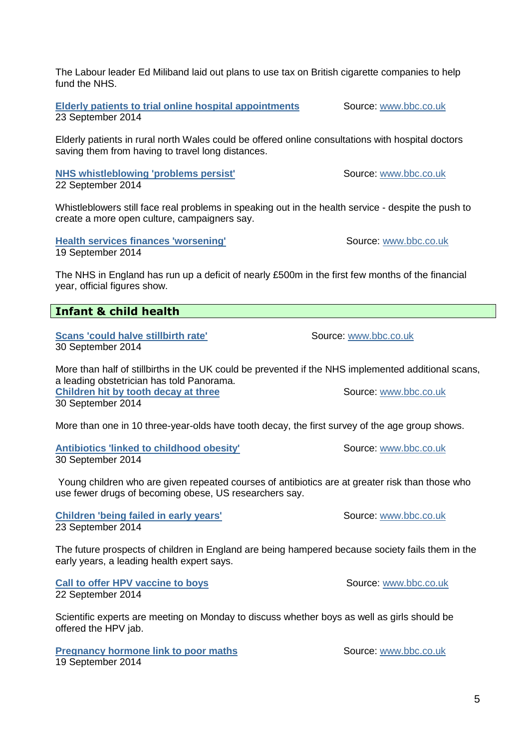The Labour leader Ed Miliband laid out plans to use tax on British cigarette companies to help fund the NHS.

**Elderly patients to trial online hospital appointments** Source: www.bbc.co.uk
23 September 2014

Elderly patients in rural north Wales could be offered online consultations with hospital doctors saving them from having to travel long distances.

**NHS whistleblowing 'problems persist'** Source: www.bbc.co.uk
22 September 2014

Whistleblowers still face real problems in speaking out in the health service - despite the push to create a more open culture, campaigners say.

**Health services finances 'worsening'** Source: www.bbc.co.uk
19 September 2014

The NHS in England has run up a deficit of nearly £500m in the first few months of the financial year, official figures show.

## Infant & child health

**Scans 'could halve stillbirth rate'** Source: www.bbc.co.uk
30 September 2014

More than half of stillbirths in the UK could be prevented if the NHS implemented additional scans, a leading obstetrician has told Panorama.

**Children hit by tooth decay at three** Source: www.bbc.co.uk
30 September 2014

More than one in 10 three-year-olds have tooth decay, the first survey of the age group shows.

**Antibiotics 'linked to childhood obesity'** Source: www.bbc.co.uk
30 September 2014

Young children who are given repeated courses of antibiotics are at greater risk than those who use fewer drugs of becoming obese, US researchers say.

**Children 'being failed in early years'** Source: www.bbc.co.uk
23 September 2014

The future prospects of children in England are being hampered because society fails them in the early years, a leading health expert says.

**Call to offer HPV vaccine to boys** Source: www.bbc.co.uk
22 September 2014

Scientific experts are meeting on Monday to discuss whether boys as well as girls should be offered the HPV jab.

**Pregnancy hormone link to poor maths** Source: www.bbc.co.uk
19 September 2014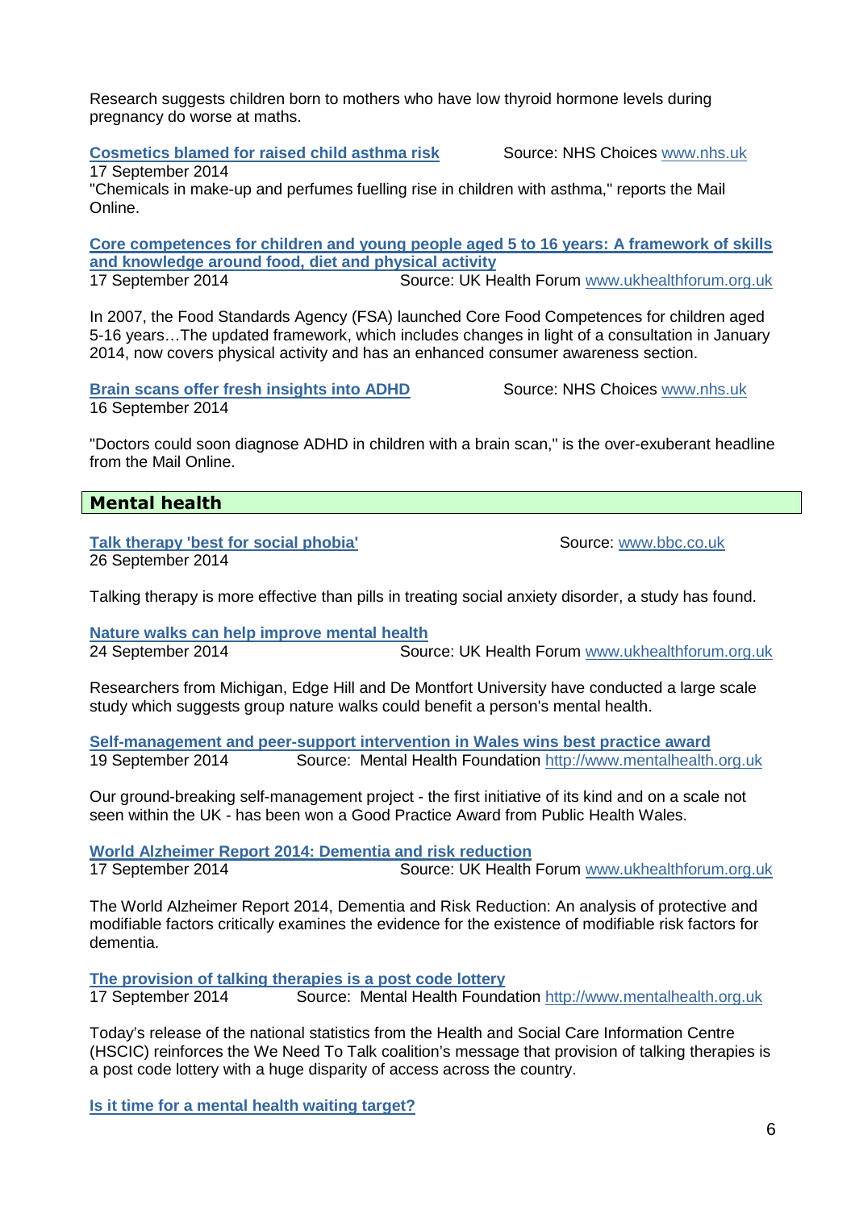Research suggests children born to mothers who have low thyroid hormone levels during pregnancy do worse at maths.

**Cosmetics blamed for raised child asthma risk** Source: NHS Choices www.nhs.uk
17 September 2014
"Chemicals in make-up and perfumes fuelling rise in children with asthma," reports the Mail Online.

**Core competences for children and young people aged 5 to 16 years: A framework of skills and knowledge around food, diet and physical activity**
17 September 2014 Source: UK Health Forum www.ukhealthforum.org.uk

In 2007, the Food Standards Agency (FSA) launched Core Food Competences for children aged 5-16 years…The updated framework, which includes changes in light of a consultation in January 2014, now covers physical activity and has an enhanced consumer awareness section.

**Brain scans offer fresh insights into ADHD** Source: NHS Choices www.nhs.uk
16 September 2014

"Doctors could soon diagnose ADHD in children with a brain scan," is the over-exuberant headline from the Mail Online.

## Mental health

**Talk therapy 'best for social phobia'** Source: www.bbc.co.uk
26 September 2014

Talking therapy is more effective than pills in treating social anxiety disorder, a study has found.

**Nature walks can help improve mental health**
24 September 2014 Source: UK Health Forum www.ukhealthforum.org.uk

Researchers from Michigan, Edge Hill and De Montfort University have conducted a large scale study which suggests group nature walks could benefit a person's mental health.

**Self-management and peer-support intervention in Wales wins best practice award**
19 September 2014 Source: Mental Health Foundation http://www.mentalhealth.org.uk

Our ground-breaking self-management project - the first initiative of its kind and on a scale not seen within the UK - has been won a Good Practice Award from Public Health Wales.

**World Alzheimer Report 2014: Dementia and risk reduction**
17 September 2014 Source: UK Health Forum www.ukhealthforum.org.uk

The World Alzheimer Report 2014, Dementia and Risk Reduction: An analysis of protective and modifiable factors critically examines the evidence for the existence of modifiable risk factors for dementia.

**The provision of talking therapies is a post code lottery**
17 September 2014 Source: Mental Health Foundation http://www.mentalhealth.org.uk

Today's release of the national statistics from the Health and Social Care Information Centre (HSCIC) reinforces the We Need To Talk coalition's message that provision of talking therapies is a post code lottery with a huge disparity of access across the country.

**Is it time for a mental health waiting target?**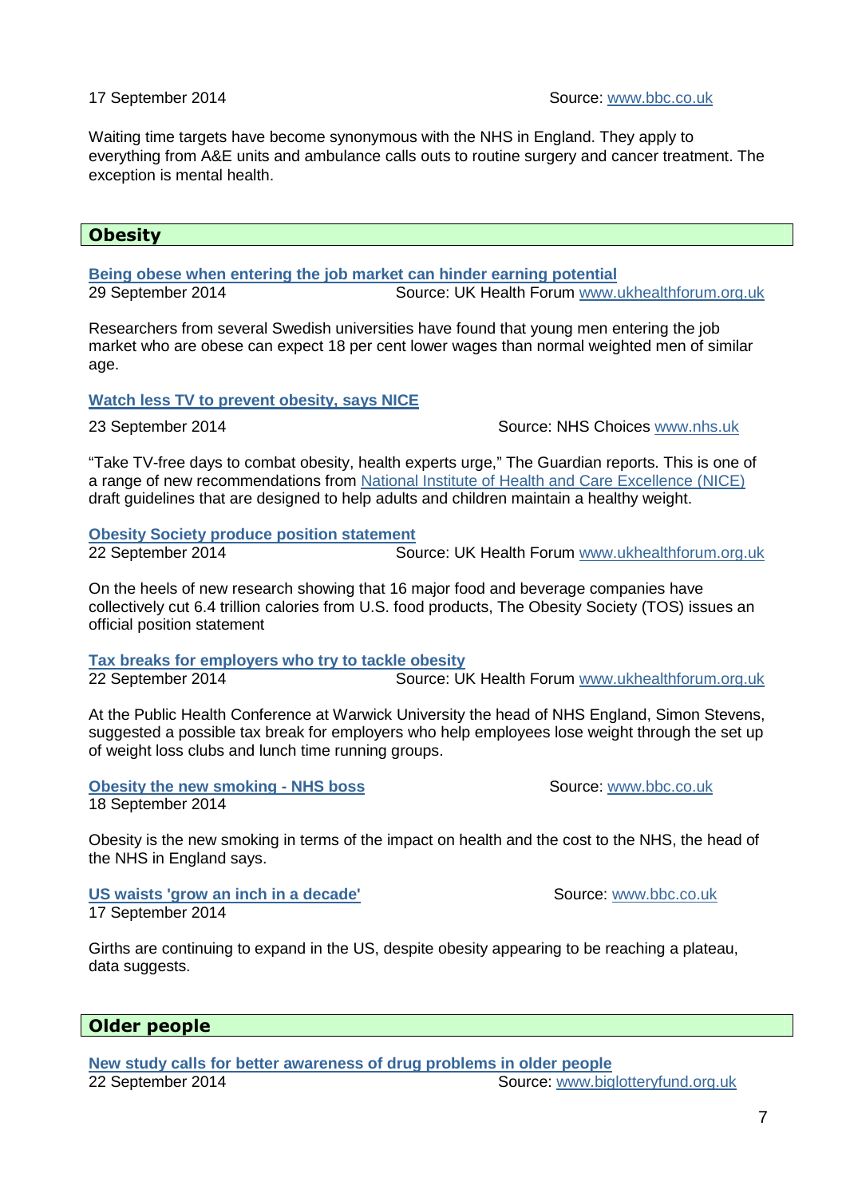17 September 2014 Source: www.bbc.co.uk

Waiting time targets have become synonymous with the NHS in England. They apply to everything from A&E units and ambulance calls outs to routine surgery and cancer treatment. The exception is mental health.

## Obesity

**Being obese when entering the job market can hinder earning potential**
29 September 2014 Source: UK Health Forum www.ukhealthforum.org.uk

Researchers from several Swedish universities have found that young men entering the job market who are obese can expect 18 per cent lower wages than normal weighted men of similar age.

**Watch less TV to prevent obesity, says NICE**
23 September 2014 Source: NHS Choices www.nhs.uk

"Take TV-free days to combat obesity, health experts urge," The Guardian reports. This is one of a range of new recommendations from National Institute of Health and Care Excellence (NICE) draft guidelines that are designed to help adults and children maintain a healthy weight.

**Obesity Society produce position statement**
22 September 2014 Source: UK Health Forum www.ukhealthforum.org.uk

On the heels of new research showing that 16 major food and beverage companies have collectively cut 6.4 trillion calories from U.S. food products, The Obesity Society (TOS) issues an official position statement

**Tax breaks for employers who try to tackle obesity**
22 September 2014 Source: UK Health Forum www.ukhealthforum.org.uk

At the Public Health Conference at Warwick University the head of NHS England, Simon Stevens, suggested a possible tax break for employers who help employees lose weight through the set up of weight loss clubs and lunch time running groups.

**Obesity the new smoking - NHS boss** Source: www.bbc.co.uk
18 September 2014

Obesity is the new smoking in terms of the impact on health and the cost to the NHS, the head of the NHS in England says.

**US waists 'grow an inch in a decade'** Source: www.bbc.co.uk
17 September 2014

Girths are continuing to expand in the US, despite obesity appearing to be reaching a plateau, data suggests.

## Older people

**New study calls for better awareness of drug problems in older people**
22 September 2014 Source: www.biglotteryfund.org.uk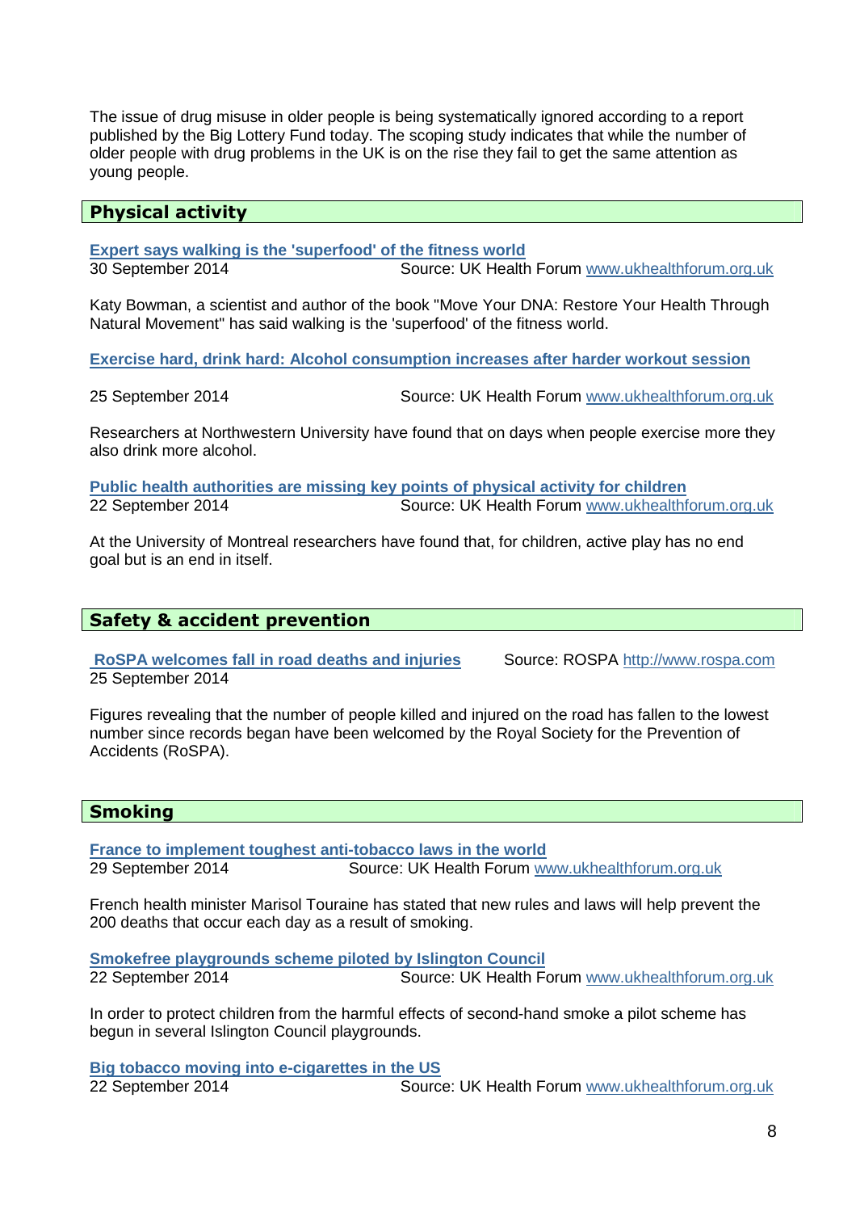The issue of drug misuse in older people is being systematically ignored according to a report published by the Big Lottery Fund today. The scoping study indicates that while the number of older people with drug problems in the UK is on the rise they fail to get the same attention as young people.

## Physical activity

**Expert says walking is the 'superfood' of the fitness world**
30 September 2014 Source: UK Health Forum www.ukhealthforum.org.uk

Katy Bowman, a scientist and author of the book "Move Your DNA: Restore Your Health Through Natural Movement" has said walking is the 'superfood' of the fitness world.

**Exercise hard, drink hard: Alcohol consumption increases after harder workout session**

25 September 2014 Source: UK Health Forum www.ukhealthforum.org.uk

Researchers at Northwestern University have found that on days when people exercise more they also drink more alcohol.

**Public health authorities are missing key points of physical activity for children**
22 September 2014 Source: UK Health Forum www.ukhealthforum.org.uk

At the University of Montreal researchers have found that, for children, active play has no end goal but is an end in itself.

## Safety & accident prevention

**RoSPA welcomes fall in road deaths and injuries** Source: ROSPA http://www.rospa.com
25 September 2014

Figures revealing that the number of people killed and injured on the road has fallen to the lowest number since records began have been welcomed by the Royal Society for the Prevention of Accidents (RoSPA).

## Smoking

**France to implement toughest anti-tobacco laws in the world**
29 September 2014 Source: UK Health Forum www.ukhealthforum.org.uk

French health minister Marisol Touraine has stated that new rules and laws will help prevent the 200 deaths that occur each day as a result of smoking.

**Smokefree playgrounds scheme piloted by Islington Council**
22 September 2014 Source: UK Health Forum www.ukhealthforum.org.uk

In order to protect children from the harmful effects of second-hand smoke a pilot scheme has begun in several Islington Council playgrounds.

**Big tobacco moving into e-cigarettes in the US**
22 September 2014 Source: UK Health Forum www.ukhealthforum.org.uk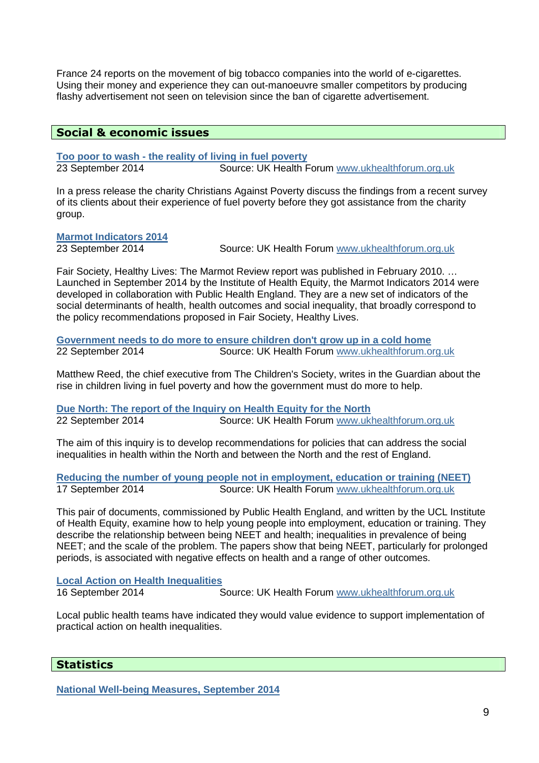France 24 reports on the movement of big tobacco companies into the world of e-cigarettes. Using their money and experience they can out-manoeuvre smaller competitors by producing flashy advertisement not seen on television since the ban of cigarette advertisement.

## Social & economic issues

**Too poor to wash - the reality of living in fuel poverty**

23 September 2014 Source: UK Health Forum www.ukhealthforum.org.uk

In a press release the charity Christians Against Poverty discuss the findings from a recent survey of its clients about their experience of fuel poverty before they got assistance from the charity group.

**Marmot Indicators 2014**

23 September 2014 Source: UK Health Forum www.ukhealthforum.org.uk

Fair Society, Healthy Lives: The Marmot Review report was published in February 2010. … Launched in September 2014 by the Institute of Health Equity, the Marmot Indicators 2014 were developed in collaboration with Public Health England. They are a new set of indicators of the social determinants of health, health outcomes and social inequality, that broadly correspond to the policy recommendations proposed in Fair Society, Healthy Lives.

**Government needs to do more to ensure children don't grow up in a cold home**

22 September 2014 Source: UK Health Forum www.ukhealthforum.org.uk

Matthew Reed, the chief executive from The Children's Society, writes in the Guardian about the rise in children living in fuel poverty and how the government must do more to help.

**Due North: The report of the Inquiry on Health Equity for the North**

22 September 2014 Source: UK Health Forum www.ukhealthforum.org.uk

The aim of this inquiry is to develop recommendations for policies that can address the social inequalities in health within the North and between the North and the rest of England.

**Reducing the number of young people not in employment, education or training (NEET)**

17 September 2014 Source: UK Health Forum www.ukhealthforum.org.uk

This pair of documents, commissioned by Public Health England, and written by the UCL Institute of Health Equity, examine how to help young people into employment, education or training. They describe the relationship between being NEET and health; inequalities in prevalence of being NEET; and the scale of the problem. The papers show that being NEET, particularly for prolonged periods, is associated with negative effects on health and a range of other outcomes.

**Local Action on Health Inequalities**

16 September 2014 Source: UK Health Forum www.ukhealthforum.org.uk

Local public health teams have indicated they would value evidence to support implementation of practical action on health inequalities.

## Statistics

**National Well-being Measures, September 2014**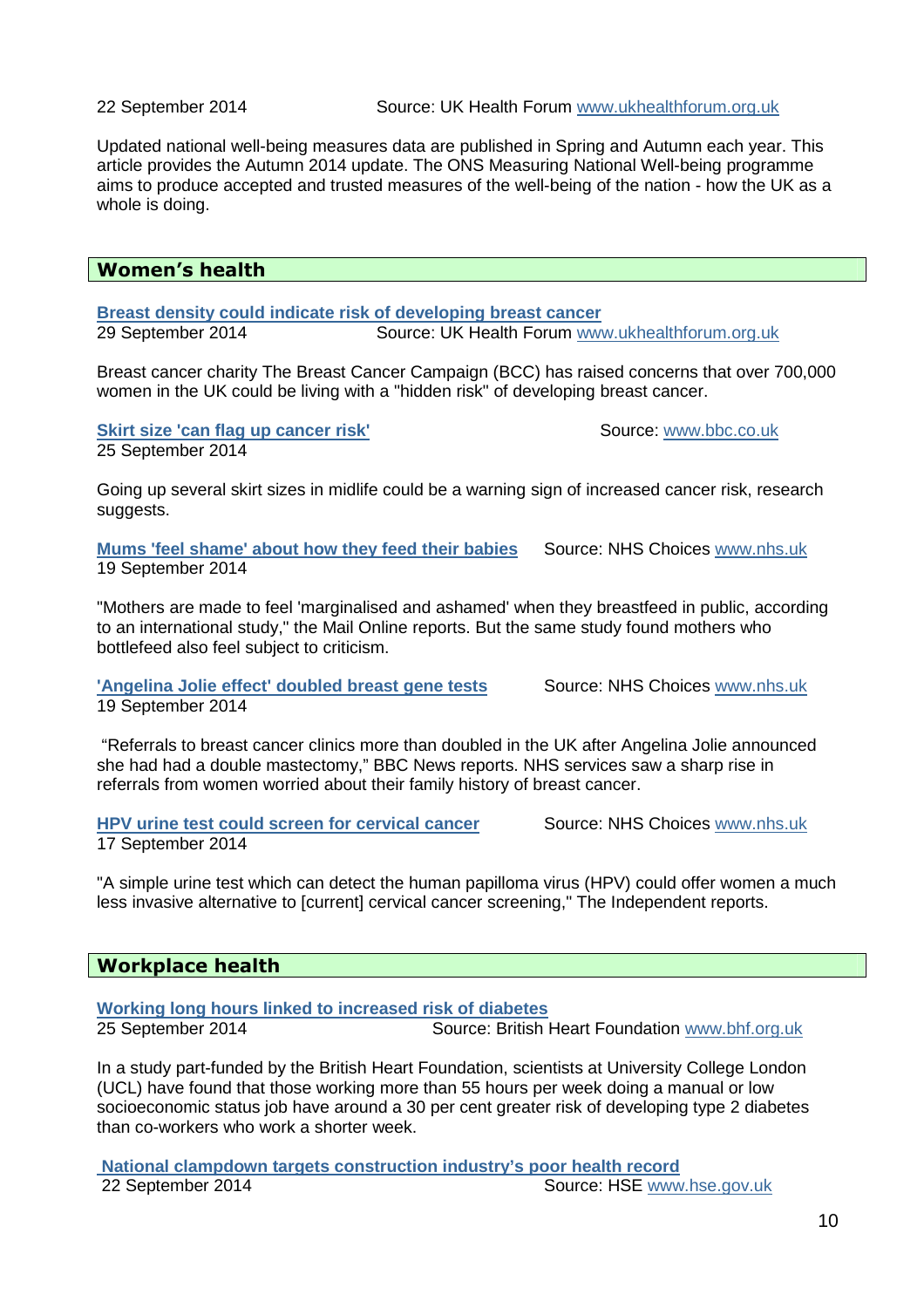22 September 2014 Source: UK Health Forum www.ukhealthforum.org.uk

Updated national well-being measures data are published in Spring and Autumn each year. This article provides the Autumn 2014 update. The ONS Measuring National Well-being programme aims to produce accepted and trusted measures of the well-being of the nation - how the UK as a whole is doing.

## Women's health

**Breast density could indicate risk of developing breast cancer**
29 September 2014 Source: UK Health Forum www.ukhealthforum.org.uk

Breast cancer charity The Breast Cancer Campaign (BCC) has raised concerns that over 700,000 women in the UK could be living with a "hidden risk" of developing breast cancer.

**Skirt size 'can flag up cancer risk'** Source: www.bbc.co.uk
25 September 2014

Going up several skirt sizes in midlife could be a warning sign of increased cancer risk, research suggests.

**Mums 'feel shame' about how they feed their babies** Source: NHS Choices www.nhs.uk
19 September 2014

"Mothers are made to feel 'marginalised and ashamed' when they breastfeed in public, according to an international study," the Mail Online reports. But the same study found mothers who bottlefeed also feel subject to criticism.

**'Angelina Jolie effect' doubled breast gene tests** Source: NHS Choices www.nhs.uk
19 September 2014

"Referrals to breast cancer clinics more than doubled in the UK after Angelina Jolie announced she had had a double mastectomy," BBC News reports. NHS services saw a sharp rise in referrals from women worried about their family history of breast cancer.

**HPV urine test could screen for cervical cancer** Source: NHS Choices www.nhs.uk
17 September 2014

"A simple urine test which can detect the human papilloma virus (HPV) could offer women a much less invasive alternative to [current] cervical cancer screening," The Independent reports.

## Workplace health

**Working long hours linked to increased risk of diabetes**
25 September 2014 Source: British Heart Foundation www.bhf.org.uk

In a study part-funded by the British Heart Foundation, scientists at University College London (UCL) have found that those working more than 55 hours per week doing a manual or low socioeconomic status job have around a 30 per cent greater risk of developing type 2 diabetes than co-workers who work a shorter week.

**National clampdown targets construction industry's poor health record**
22 September 2014 Source: HSE www.hse.gov.uk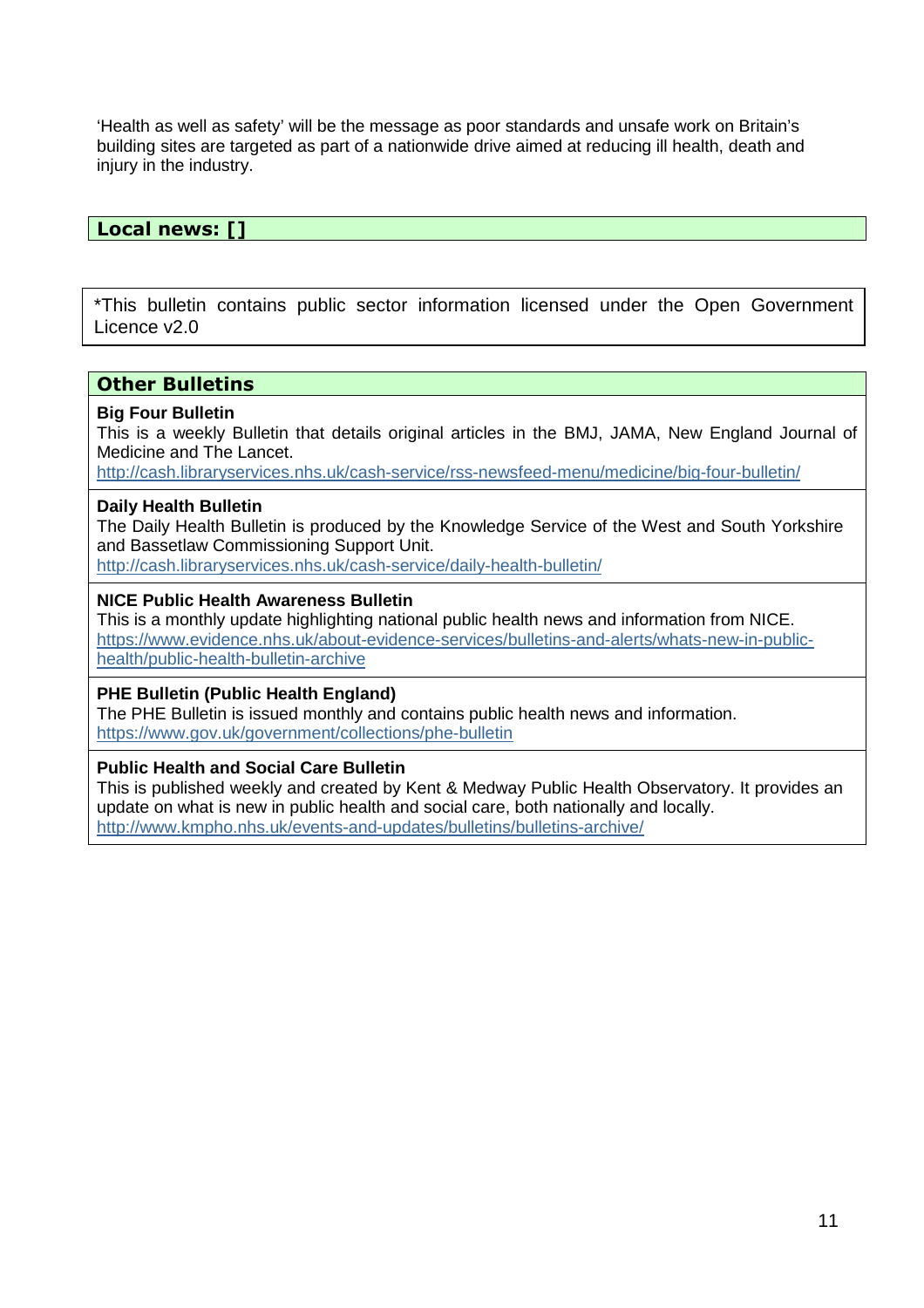'Health as well as safety' will be the message as poor standards and unsafe work on Britain's building sites are targeted as part of a nationwide drive aimed at reducing ill health, death and injury in the industry.

## Local news: []

*This bulletin contains public sector information licensed under the Open Government Licence v2.0

## Other Bulletins

**Big Four Bulletin**
This is a weekly Bulletin that details original articles in the BMJ, JAMA, New England Journal of Medicine and The Lancet.
http://cash.libraryservices.nhs.uk/cash-service/rss-newsfeed-menu/medicine/big-four-bulletin/

**Daily Health Bulletin**
The Daily Health Bulletin is produced by the Knowledge Service of the West and South Yorkshire and Bassetlaw Commissioning Support Unit.
http://cash.libraryservices.nhs.uk/cash-service/daily-health-bulletin/

**NICE Public Health Awareness Bulletin**
This is a monthly update highlighting national public health news and information from NICE.
https://www.evidence.nhs.uk/about-evidence-services/bulletins-and-alerts/whats-new-in-public-health/public-health-bulletin-archive

**PHE Bulletin (Public Health England)**
The PHE Bulletin is issued monthly and contains public health news and information.
https://www.gov.uk/government/collections/phe-bulletin

**Public Health and Social Care Bulletin**
This is published weekly and created by Kent & Medway Public Health Observatory. It provides an update on what is new in public health and social care, both nationally and locally.
http://www.kmpho.nhs.uk/events-and-updates/bulletins/bulletins-archive/